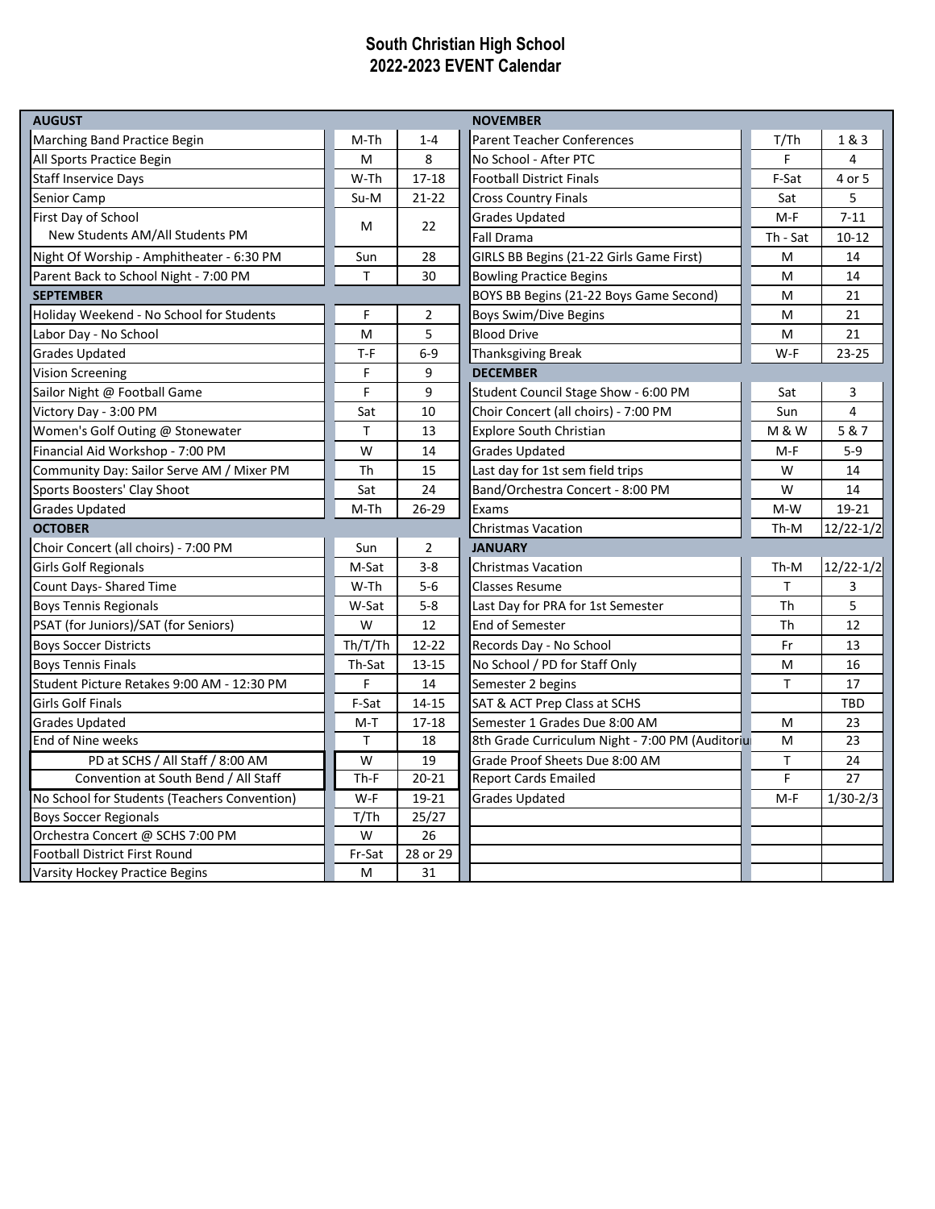# South Christian High School
# 2022-2023 EVENT Calendar

| AUGUST | | |
|---|---|---|
| Marching Band Practice Begin | M-Th | 1-4 |
| All Sports Practice Begin | M | 8 |
| Staff Inservice Days | W-Th | 17-18 |
| Senior Camp | Su-M | 21-22 |
| First Day of School<br>New Students AM/All Students PM | M | 22 |
| Night Of Worship - Amphitheater - 6:30 PM | Sun | 28 |
| Parent Back to School Night - 7:00 PM | T | 30 |
| **SEPTEMBER** | | |
| Holiday Weekend - No School for Students | F | 2 |
| Labor Day - No School | M | 5 |
| Grades Updated | T-F | 6-9 |
| Vision Screening | F | 9 |
| Sailor Night @ Football Game | F | 9 |
| Victory Day - 3:00 PM | Sat | 10 |
| Women's Golf Outing @ Stonewater | T | 13 |
| Financial Aid Workshop - 7:00 PM | W | 14 |
| Community Day: Sailor Serve AM / Mixer PM | Th | 15 |
| Sports Boosters' Clay Shoot | Sat | 24 |
| Grades Updated | M-Th | 26-29 |
| **OCTOBER** | | |
| Choir Concert (all choirs) - 7:00 PM | Sun | 2 |
| Girls Golf Regionals | M-Sat | 3-8 |
| Count Days- Shared Time | W-Th | 5-6 |
| Boys Tennis Regionals | W-Sat | 5-8 |
| PSAT (for Juniors)/SAT (for Seniors) | W | 12 |
| Boys Soccer Districts | Th/T/Th | 12-22 |
| Boys Tennis Finals | Th-Sat | 13-15 |
| Student Picture Retakes 9:00 AM - 12:30 PM | F | 14 |
| Girls Golf Finals | F-Sat | 14-15 |
| Grades Updated | M-T | 17-18 |
| End of Nine weeks | T | 18 |
| PD at SCHS / All Staff / 8:00 AM | W | 19 |
| Convention at South Bend / All Staff | Th-F | 20-21 |
| No School for Students (Teachers Convention) | W-F | 19-21 |
| Boys Soccer Regionals | T/Th | 25/27 |
| Orchestra Concert @ SCHS 7:00 PM | W | 26 |
| Football District First Round | Fr-Sat | 28 or 29 |
| Varsity Hockey Practice Begins | M | 31 |

| NOVEMBER | | |
|---|---|---|
| Parent Teacher Conferences | T/Th | 1 & 3 |
| No School - After PTC | F | 4 |
| Football District Finals | F-Sat | 4 or 5 |
| Cross Country Finals | Sat | 5 |
| Grades Updated | M-F | 7-11 |
| Fall Drama | Th - Sat | 10-12 |
| GIRLS BB Begins (21-22 Girls Game First) | M | 14 |
| Bowling Practice Begins | M | 14 |
| BOYS BB Begins (21-22 Boys Game Second) | M | 21 |
| Boys Swim/Dive Begins | M | 21 |
| Blood Drive | M | 21 |
| Thanksgiving Break | W-F | 23-25 |
| **DECEMBER** | | |
| Student Council Stage Show - 6:00 PM | Sat | 3 |
| Choir Concert (all choirs) - 7:00 PM | Sun | 4 |
| Explore South Christian | M & W | 5 & 7 |
| Grades Updated | M-F | 5-9 |
| Last day for 1st sem field trips | W | 14 |
| Band/Orchestra Concert - 8:00 PM | W | 14 |
| Exams | M-W | 19-21 |
| Christmas Vacation | Th-M | 12/22-1/2 |
| **JANUARY** | | |
| Christmas Vacation | Th-M | 12/22-1/2 |
| Classes Resume | T | 3 |
| Last Day for PRA for 1st Semester | Th | 5 |
| End of Semester | Th | 12 |
| Records Day - No School | Fr | 13 |
| No School / PD for Staff Only | M | 16 |
| Semester 2 begins | T | 17 |
| SAT & ACT Prep Class at SCHS | | TBD |
| Semester 1 Grades Due 8:00 AM | M | 23 |
| 8th Grade Curriculum Night - 7:00 PM (Auditoriu | M | 23 |
| Grade Proof Sheets Due 8:00 AM | T | 24 |
| Report Cards Emailed | F | 27 |
| Grades Updated | M-F | 1/30-2/3 |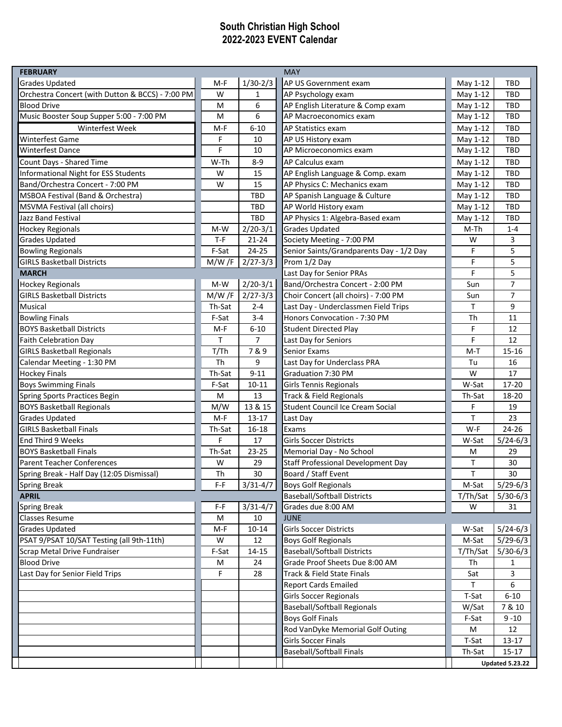# South Christian High School
# 2022-2023 EVENT Calendar

| | | | | | |
|---|---|---|---|---|---|
| **FEBRUARY** | | | MAY | | |
| Grades Updated | M-F | 1/30-2/3 | AP US Government exam | May 1-12 | TBD |
| Orchestra Concert (with Dutton & BCCS) - 7:00 PM | W | 1 | AP Psychology exam | May 1-12 | TBD |
| Blood Drive | M | 6 | AP English Literature & Comp exam | May 1-12 | TBD |
| Music Booster Soup Supper 5:00 - 7:00 PM | M | 6 | AP Macroeconomics exam | May 1-12 | TBD |
| Winterfest Week | M-F | 6-10 | AP Statistics exam | May 1-12 | TBD |
| Winterfest Game | F | 10 | AP US History exam | May 1-12 | TBD |
| Winterfest Dance | F | 10 | AP Microeconomics exam | May 1-12 | TBD |
| Count Days - Shared Time | W-Th | 8-9 | AP Calculus exam | May 1-12 | TBD |
| Informational Night for ESS Students | W | 15 | AP English Language & Comp. exam | May 1-12 | TBD |
| Band/Orchestra Concert - 7:00 PM | W | 15 | AP Physics C: Mechanics exam | May 1-12 | TBD |
| MSBOA Festival (Band & Orchestra) | | TBD | AP Spanish Language & Culture | May 1-12 | TBD |
| MSVMA Festival (all choirs) | | TBD | AP World History exam | May 1-12 | TBD |
| Jazz Band Festival | | TBD | AP Physics 1: Algebra-Based exam | May 1-12 | TBD |
| Hockey Regionals | M-W | 2/20-3/1 | Grades Updated | M-Th | 1-4 |
| Grades Updated | T-F | 21-24 | Society Meeting - 7:00 PM | W | 3 |
| Bowling Regionals | F-Sat | 24-25 | Senior Saints/Grandparents Day - 1/2 Day | F | 5 |
| GIRLS Basketball Districts | M/W /F | 2/27-3/3 | Prom 1/2 Day | F | 5 |
| **MARCH** | | | Last Day for Senior PRAs | F | 5 |
| Hockey Regionals | M-W | 2/20-3/1 | Band/Orchestra Concert - 2:00 PM | Sun | 7 |
| GIRLS Basketball Districts | M/W /F | 2/27-3/3 | Choir Concert (all choirs) - 7:00 PM | Sun | 7 |
| Musical | Th-Sat | 2-4 | Last Day - Underclassmen Field Trips | T | 9 |
| Bowling Finals | F-Sat | 3-4 | Honors Convocation - 7:30 PM | Th | 11 |
| BOYS Basketball Districts | M-F | 6-10 | Student Directed Play | F | 12 |
| Faith Celebration Day | T | 7 | Last Day for Seniors | F | 12 |
| GIRLS Basketball Regionals | T/Th | 7 & 9 | Senior Exams | M-T | 15-16 |
| Calendar Meeting - 1:30 PM | Th | 9 | Last Day for Underclass PRA | Tu | 16 |
| Hockey Finals | Th-Sat | 9-11 | Graduation 7:30 PM | W | 17 |
| Boys Swimming Finals | F-Sat | 10-11 | Girls Tennis Regionals | W-Sat | 17-20 |
| Spring Sports Practices Begin | M | 13 | Track & Field Regionals | Th-Sat | 18-20 |
| BOYS Basketball Regionals | M/W | 13 & 15 | Student Council Ice Cream Social | F | 19 |
| Grades Updated | M-F | 13-17 | Last Day | T | 23 |
| GIRLS Basketball Finals | Th-Sat | 16-18 | Exams | W-F | 24-26 |
| End Third 9 Weeks | F | 17 | Girls Soccer Districts | W-Sat | 5/24-6/3 |
| BOYS Basketball Finals | Th-Sat | 23-25 | Memorial Day - No School | M | 29 |
| Parent Teacher Conferences | W | 29 | Staff Professional Development Day | T | 30 |
| Spring Break - Half Day (12:05 Dismissal) | Th | 30 | Board / Staff Event | T | 30 |
| Spring Break | F-F | 3/31-4/7 | Boys Golf Regionals | M-Sat | 5/29-6/3 |
| **APRIL** | | | Baseball/Softball Districts | T/Th/Sat | 5/30-6/3 |
| Spring Break | F-F | 3/31-4/7 | Grades due 8:00 AM | W | 31 |
| Classes Resume | M | 10 | JUNE | | |
| Grades Updated | M-F | 10-14 | Girls Soccer Districts | W-Sat | 5/24-6/3 |
| PSAT 9/PSAT 10/SAT Testing (all 9th-11th) | W | 12 | Boys Golf Regionals | M-Sat | 5/29-6/3 |
| Scrap Metal Drive Fundraiser | F-Sat | 14-15 | Baseball/Softball Districts | T/Th/Sat | 5/30-6/3 |
| Blood Drive | M | 24 | Grade Proof Sheets Due 8:00 AM | Th | 1 |
| Last Day for Senior Field Trips | F | 28 | Track & Field State Finals | Sat | 3 |
| | | | Report Cards Emailed | T | 6 |
| | | | Girls Soccer Regionals | T-Sat | 6-10 |
| | | | Baseball/Softball Regionals | W/Sat | 7 & 10 |
| | | | Boys Golf Finals | F-Sat | 9 -10 |
| | | | Rod VanDyke Memorial Golf Outing | M | 12 |
| | | | Girls Soccer Finals | T-Sat | 13-17 |
| | | | Baseball/Softball Finals | Th-Sat | 15-17 |
| | | | | | **Updated 5.23.22** |